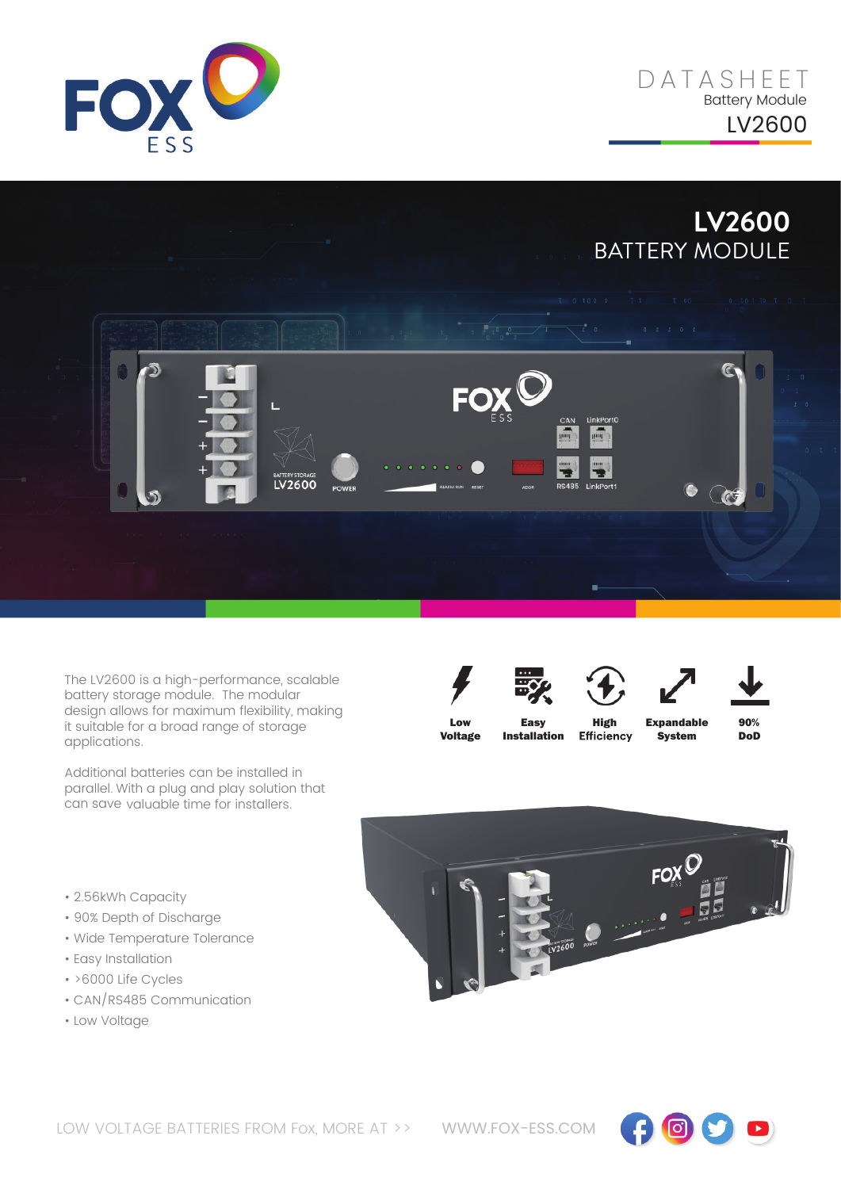# DATASHEET

Battery Module

LV2600

## LV2600 BATTERY MODULE

The LV2600 is a high-performance, scalable battery storage module. The modular design allows for maximum flexibility, making it suitable for a broad range of storage applications.

Additional batteries can be installed in parallel. With a plug and play solution that can save valuable time for installers.

**Low Voltage** | **Easy Installation** | **High Efficiency** | **Expandable System** | **90% DoD**

- 2.56kWh Capacity
- 90% Depth of Discharge
- Wide Temperature Tolerance
- Easy Installation
- >6000 Life Cycles
- CAN/RS485 Communication
- Low Voltage

LOW VOLTAGE BATTERIES FROM Fox, MORE AT >> WWW.FOX-ESS.COM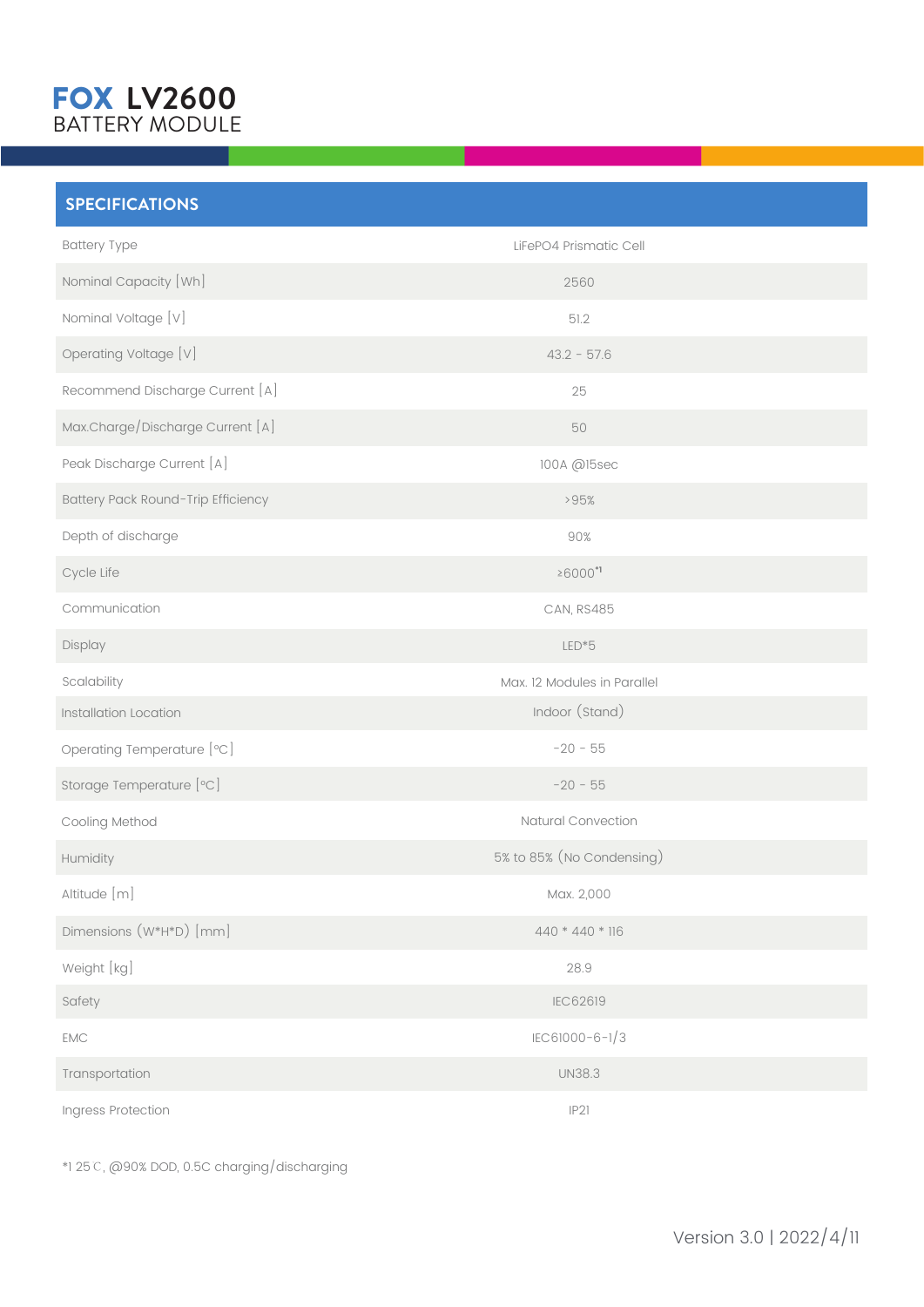# FOX LV2600
BATTERY MODULE

## SPECIFICATIONS

| | |
|---|---|
| Battery Type | LiFePO4 Prismatic Cell |
| Nominal Capacity [Wh] | 2560 |
| Nominal Voltage [V] | 51.2 |
| Operating Voltage [V] | 43.2 - 57.6 |
| Recommend Discharge Current [A] | 25 |
| Max.Charge/Discharge Current [A] | 50 |
| Peak Discharge Current [A] | 100A @15sec |
| Battery Pack Round-Trip Efficiency | >95% |
| Depth of discharge | 90% |
| Cycle Life | ≥6000*1 |
| Communication | CAN, RS485 |
| Display | LED*5 |
| Scalability | Max. 12 Modules in Parallel |
| Installation Location | Indoor (Stand) |
| Operating Temperature [°C] | -20 - 55 |
| Storage Temperature [°C] | -20 - 55 |
| Cooling Method | Natural Convection |
| Humidity | 5% to 85% (No Condensing) |
| Altitude [m] | Max. 2,000 |
| Dimensions (W*H*D) [mm] | 440 * 440 * 116 |
| Weight [kg] | 28.9 |
| Safety | IEC62619 |
| EMC | IEC61000-6-1/3 |
| Transportation | UN38.3 |
| Ingress Protection | IP21 |

*1 25 ℃, @90% DOD, 0.5C charging/discharging

Version 3.0 | 2022/4/11